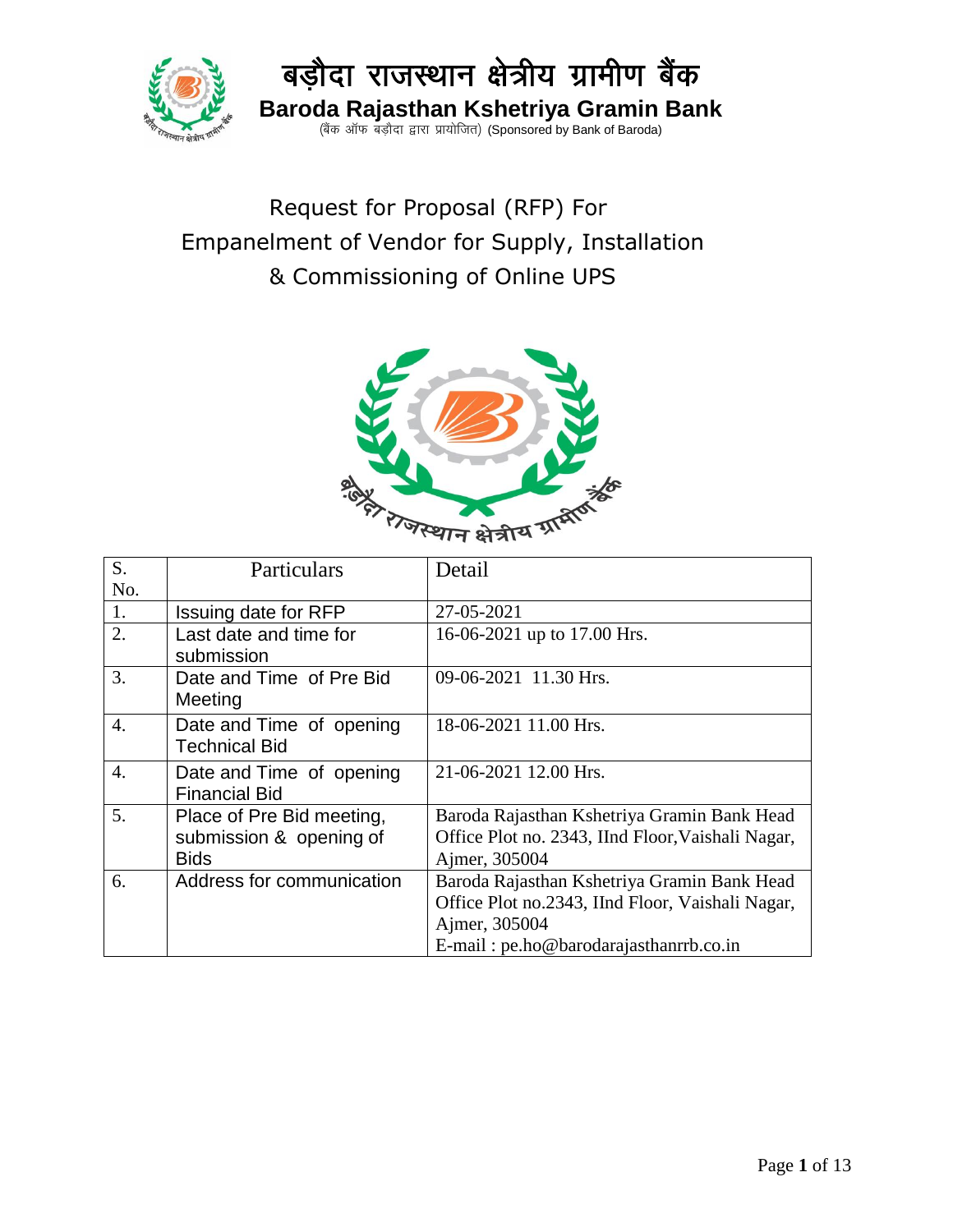# बड़ौदा राजस्थान क्षेत्रीय ग्रामीण बैंक

**Baroda Rajasthan Kshetriya Gramin Bank**

(बैंक ऑफ बड़ौदा द्वारा प्रायोजित) (Sponsored by Bank of Baroda)

## Request for Proposal (RFP) For Empanelment of Vendor for Supply, Installation & Commissioning of Online UPS

| S. No. | Particulars | Detail |
|---|---|---|
| 1. | Issuing date for RFP | 27-05-2021 |
| 2. | Last date and time for submission | 16-06-2021 up to 17.00 Hrs. |
| 3. | Date and Time of Pre Bid Meeting | 09-06-2021 11.30 Hrs. |
| 4. | Date and Time of opening Technical Bid | 18-06-2021 11.00 Hrs. |
| 4. | Date and Time of opening Financial Bid | 21-06-2021 12.00 Hrs. |
| 5. | Place of Pre Bid meeting, submission & opening of Bids | Baroda Rajasthan Kshetriya Gramin Bank Head Office Plot no. 2343, IInd Floor,Vaishali Nagar, Ajmer, 305004 |
| 6. | Address for communication | Baroda Rajasthan Kshetriya Gramin Bank Head Office Plot no.2343, IInd Floor, Vaishali Nagar, Ajmer, 305004<br>E-mail : pe.ho@barodarajasthanrrb.co.in |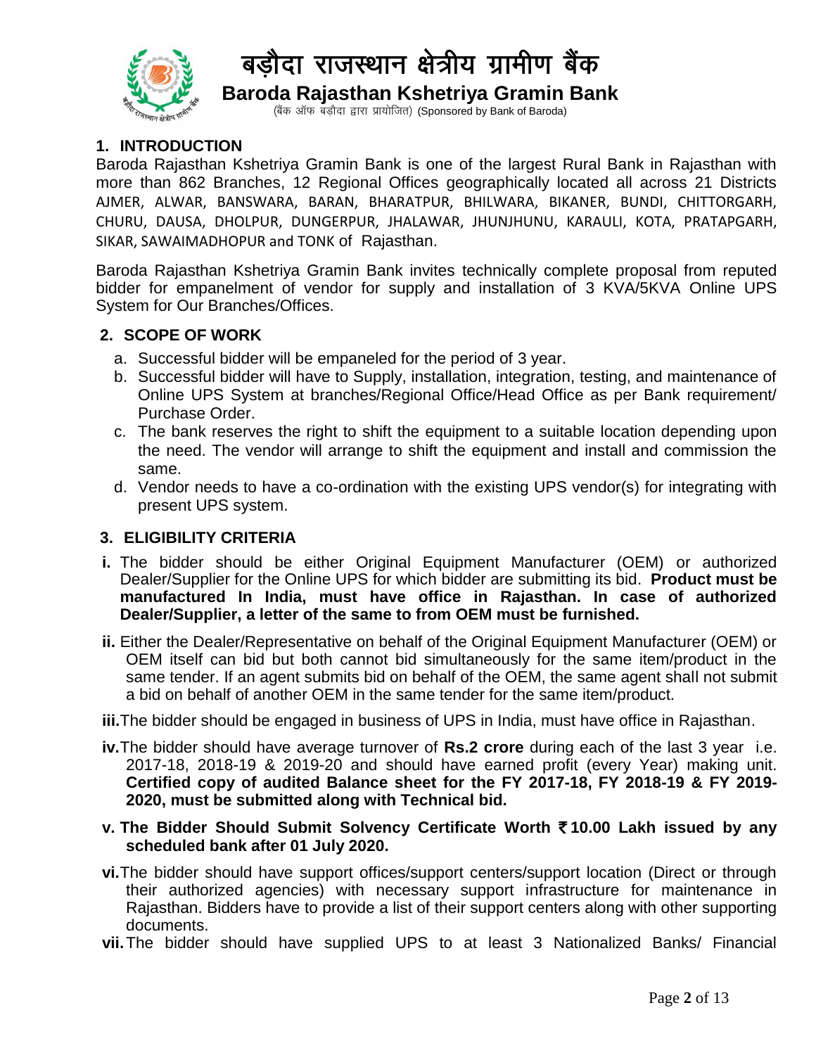# बड़ौदा राजस्थान क्षेत्रीय ग्रामीण बैंक

**Baroda Rajasthan Kshetriya Gramin Bank**

(बैंक ऑफ बड़ौदा द्वारा प्रायोजित) (Sponsored by Bank of Baroda)

## 1. INTRODUCTION

Baroda Rajasthan Kshetriya Gramin Bank is one of the largest Rural Bank in Rajasthan with more than 862 Branches, 12 Regional Offices geographically located all across 21 Districts AJMER, ALWAR, BANSWARA, BARAN, BHARATPUR, BHILWARA, BIKANER, BUNDI, CHITTORGARH, CHURU, DAUSA, DHOLPUR, DUNGERPUR, JHALAWAR, JHUNJHUNU, KARAULI, KOTA, PRATAPGARH, SIKAR, SAWAIMADHOPUR and TONK of Rajasthan.

Baroda Rajasthan Kshetriya Gramin Bank invites technically complete proposal from reputed bidder for empanelment of vendor for supply and installation of 3 KVA/5KVA Online UPS System for Our Branches/Offices.

## 2. SCOPE OF WORK

a. Successful bidder will be empaneled for the period of 3 year.
b. Successful bidder will have to Supply, installation, integration, testing, and maintenance of Online UPS System at branches/Regional Office/Head Office as per Bank requirement/ Purchase Order.
c. The bank reserves the right to shift the equipment to a suitable location depending upon the need. The vendor will arrange to shift the equipment and install and commission the same.
d. Vendor needs to have a co-ordination with the existing UPS vendor(s) for integrating with present UPS system.

## 3. ELIGIBILITY CRITERIA

**i.** The bidder should be either Original Equipment Manufacturer (OEM) or authorized Dealer/Supplier for the Online UPS for which bidder are submitting its bid. **Product must be manufactured In India, must have office in Rajasthan. In case of authorized Dealer/Supplier, a letter of the same to from OEM must be furnished.**

**ii.** Either the Dealer/Representative on behalf of the Original Equipment Manufacturer (OEM) or OEM itself can bid but both cannot bid simultaneously for the same item/product in the same tender. If an agent submits bid on behalf of the OEM, the same agent shall not submit a bid on behalf of another OEM in the same tender for the same item/product.

**iii.** The bidder should be engaged in business of UPS in India, must have office in Rajasthan.

**iv.** The bidder should have average turnover of **Rs.2 crore** during each of the last 3 year i.e. 2017-18, 2018-19 & 2019-20 and should have earned profit (every Year) making unit. **Certified copy of audited Balance sheet for the FY 2017-18, FY 2018-19 & FY 2019-2020, must be submitted along with Technical bid.**

**v. The Bidder Should Submit Solvency Certificate Worth ₹ 10.00 Lakh issued by any scheduled bank after 01 July 2020.**

**vi.** The bidder should have support offices/support centers/support location (Direct or through their authorized agencies) with necessary support infrastructure for maintenance in Rajasthan. Bidders have to provide a list of their support centers along with other supporting documents.

**vii.** The bidder should have supplied UPS to at least 3 Nationalized Banks/ Financial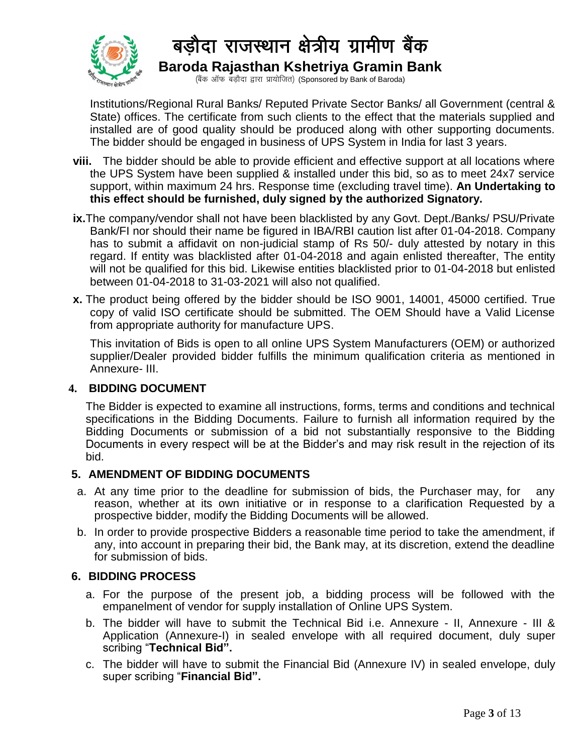Institutions/Regional Rural Banks/ Reputed Private Sector Banks/ all Government (central & State) offices. The certificate from such clients to the effect that the materials supplied and installed are of good quality should be produced along with other supporting documents. The bidder should be engaged in business of UPS System in India for last 3 years.

**viii.** The bidder should be able to provide efficient and effective support at all locations where the UPS System have been supplied & installed under this bid, so as to meet 24x7 service support, within maximum 24 hrs. Response time (excluding travel time). **An Undertaking to this effect should be furnished, duly signed by the authorized Signatory.**

**ix.** The company/vendor shall not have been blacklisted by any Govt. Dept./Banks/ PSU/Private Bank/FI nor should their name be figured in IBA/RBI caution list after 01-04-2018. Company has to submit a affidavit on non-judicial stamp of Rs 50/- duly attested by notary in this regard. If entity was blacklisted after 01-04-2018 and again enlisted thereafter, The entity will not be qualified for this bid. Likewise entities blacklisted prior to 01-04-2018 but enlisted between 01-04-2018 to 31-03-2021 will also not qualified.

**x.** The product being offered by the bidder should be ISO 9001, 14001, 45000 certified. True copy of valid ISO certificate should be submitted. The OEM Should have a Valid License from appropriate authority for manufacture UPS.

This invitation of Bids is open to all online UPS System Manufacturers (OEM) or authorized supplier/Dealer provided bidder fulfills the minimum qualification criteria as mentioned in Annexure- III.

## 4. BIDDING DOCUMENT

The Bidder is expected to examine all instructions, forms, terms and conditions and technical specifications in the Bidding Documents. Failure to furnish all information required by the Bidding Documents or submission of a bid not substantially responsive to the Bidding Documents in every respect will be at the Bidder's and may risk result in the rejection of its bid.

## 5. AMENDMENT OF BIDDING DOCUMENTS

a. At any time prior to the deadline for submission of bids, the Purchaser may, for any reason, whether at its own initiative or in response to a clarification Requested by a prospective bidder, modify the Bidding Documents will be allowed.

b. In order to provide prospective Bidders a reasonable time period to take the amendment, if any, into account in preparing their bid, the Bank may, at its discretion, extend the deadline for submission of bids.

## 6. BIDDING PROCESS

a. For the purpose of the present job, a bidding process will be followed with the empanelment of vendor for supply installation of Online UPS System.

b. The bidder will have to submit the Technical Bid i.e. Annexure - II, Annexure - III & Application (Annexure-I) in sealed envelope with all required document, duly super scribing "**Technical Bid".**

c. The bidder will have to submit the Financial Bid (Annexure IV) in sealed envelope, duly super scribing "**Financial Bid".**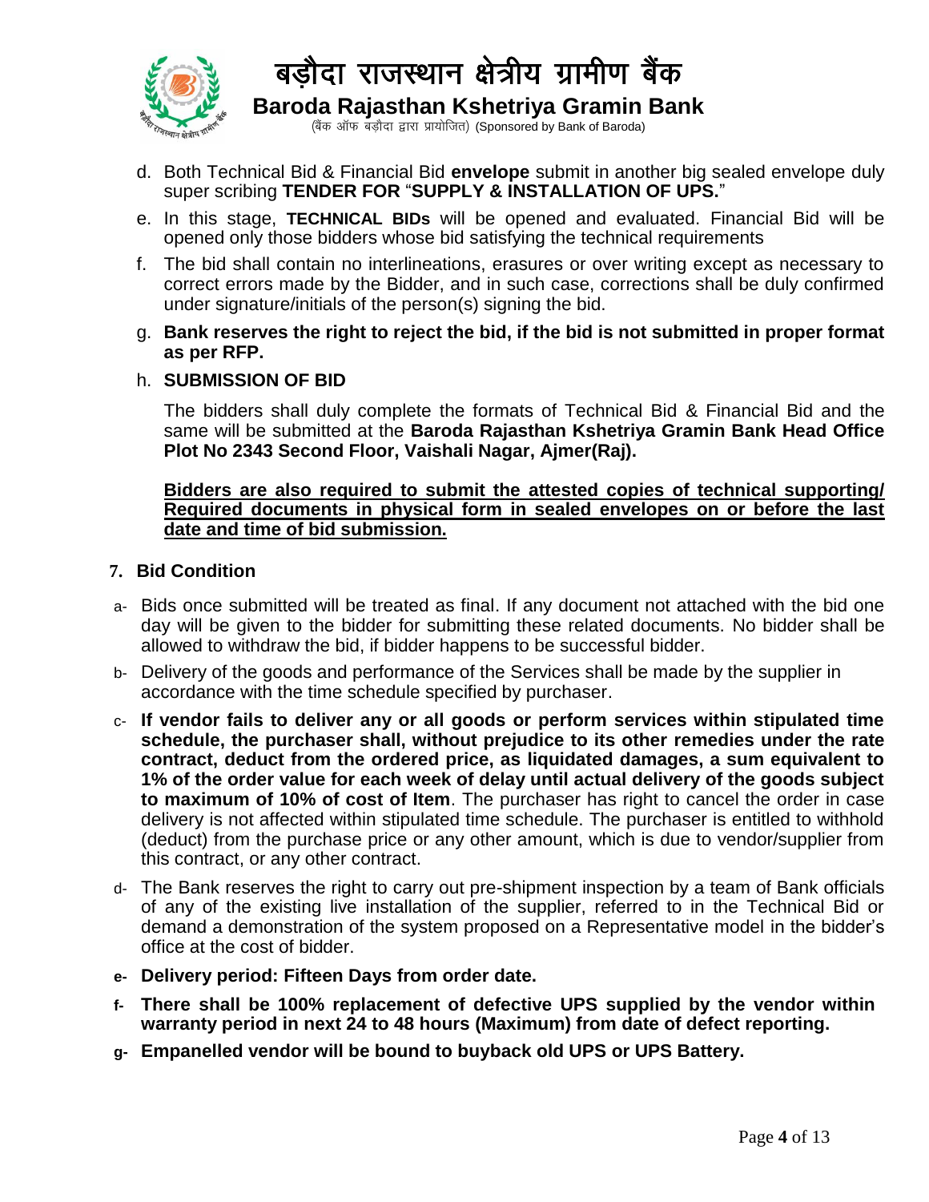d. Both Technical Bid & Financial Bid **envelope** submit in another big sealed envelope duly super scribing **TENDER FOR** "**SUPPLY & INSTALLATION OF UPS.**"

e. In this stage, **TECHNICAL BIDs** will be opened and evaluated. Financial Bid will be opened only those bidders whose bid satisfying the technical requirements

f. The bid shall contain no interlineations, erasures or over writing except as necessary to correct errors made by the Bidder, and in such case, corrections shall be duly confirmed under signature/initials of the person(s) signing the bid.

g. **Bank reserves the right to reject the bid, if the bid is not submitted in proper format as per RFP.**

h. **SUBMISSION OF BID**

The bidders shall duly complete the formats of Technical Bid & Financial Bid and the same will be submitted at the **Baroda Rajasthan Kshetriya Gramin Bank Head Office Plot No 2343 Second Floor, Vaishali Nagar, Ajmer(Raj).**

**Bidders are also required to submit the attested copies of technical supporting/ Required documents in physical form in sealed envelopes on or before the last date and time of bid submission.**

## 7. Bid Condition

a- Bids once submitted will be treated as final. If any document not attached with the bid one day will be given to the bidder for submitting these related documents. No bidder shall be allowed to withdraw the bid, if bidder happens to be successful bidder.

b- Delivery of the goods and performance of the Services shall be made by the supplier in accordance with the time schedule specified by purchaser.

c- **If vendor fails to deliver any or all goods or perform services within stipulated time schedule, the purchaser shall, without prejudice to its other remedies under the rate contract, deduct from the ordered price, as liquidated damages, a sum equivalent to 1% of the order value for each week of delay until actual delivery of the goods subject to maximum of 10% of cost of Item**. The purchaser has right to cancel the order in case delivery is not affected within stipulated time schedule. The purchaser is entitled to withhold (deduct) from the purchase price or any other amount, which is due to vendor/supplier from this contract, or any other contract.

d- The Bank reserves the right to carry out pre-shipment inspection by a team of Bank officials of any of the existing live installation of the supplier, referred to in the Technical Bid or demand a demonstration of the system proposed on a Representative model in the bidder's office at the cost of bidder.

e- **Delivery period: Fifteen Days from order date.**

f- **There shall be 100% replacement of defective UPS supplied by the vendor within warranty period in next 24 to 48 hours (Maximum) from date of defect reporting.**

g- **Empanelled vendor will be bound to buyback old UPS or UPS Battery.**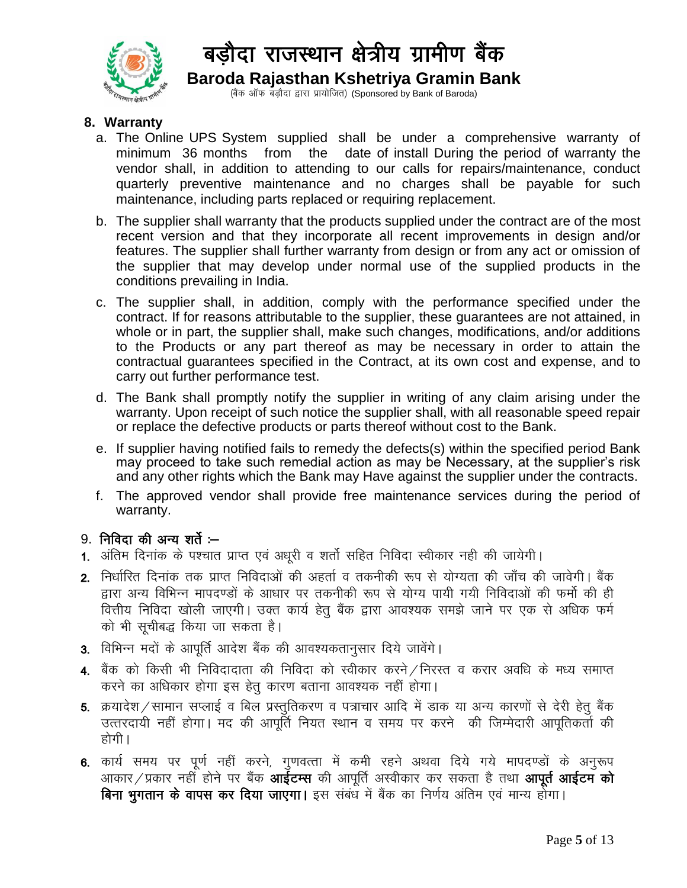## 8. Warranty

a. The Online UPS System supplied shall be under a comprehensive warranty of minimum 36 months from the date of install During the period of warranty the vendor shall, in addition to attending to our calls for repairs/maintenance, conduct quarterly preventive maintenance and no charges shall be payable for such maintenance, including parts replaced or requiring replacement.

b. The supplier shall warranty that the products supplied under the contract are of the most recent version and that they incorporate all recent improvements in design and/or features. The supplier shall further warranty from design or from any act or omission of the supplier that may develop under normal use of the supplied products in the conditions prevailing in India.

c. The supplier shall, in addition, comply with the performance specified under the contract. If for reasons attributable to the supplier, these guarantees are not attained, in whole or in part, the supplier shall, make such changes, modifications, and/or additions to the Products or any part thereof as may be necessary in order to attain the contractual guarantees specified in the Contract, at its own cost and expense, and to carry out further performance test.

d. The Bank shall promptly notify the supplier in writing of any claim arising under the warranty. Upon receipt of such notice the supplier shall, with all reasonable speed repair or replace the defective products or parts thereof without cost to the Bank.

e. If supplier having notified fails to remedy the defects(s) within the specified period Bank may proceed to take such remedial action as may be Necessary, at the supplier's risk and any other rights which the Bank may Have against the supplier under the contracts.

f. The approved vendor shall provide free maintenance services during the period of warranty.

## 9. निविदा की अन्य शर्ते :–

1. अंतिम दिनांक के पश्चात प्राप्त एवं अधूरी व शर्तो सहित निविदा स्वीकार नही की जायेगी।
2. निर्धारित दिनांक तक प्राप्त निविदाओं की अहर्ता व तकनीकी रूप से योग्यता की जाँच की जावेगी। बैंक द्वारा अन्य विभिन्न मापदण्डों के आधार पर तकनीकी रूप से योग्य पायी गयी निविदाओं की फर्मो की ही वित्तीय निविदा खोली जाएगी। उक्त कार्य हेतु बैंक द्वारा आवश्यक समझे जाने पर एक से अधिक फर्म को भी सूचीबद्ध किया जा सकता है।
3. विभिन्न मदों के आपूर्ति आदेश बैंक की आवश्यकतानुसार दिये जावेंगे।
4. बैंक को किसी भी निविदादाता की निविदा को स्वीकार करने/निरस्त व करार अवधि के मध्य समाप्त करने का अधिकार होगा इस हेतु कारण बताना आवश्यक नहीं होगा।
5. क्रयादेश/सामान सप्लाई व बिल प्रस्तुतिकरण व पत्राचार आदि में डाक या अन्य कारणों से देरी हेतु बैंक उत्तरदायी नहीं होगा। मद की आपूर्ति नियत स्थान व समय पर करने की जिम्मेदारी आपूतिकर्ता की होगी।
6. कार्य समय पर पूर्ण नहीं करने, गुणवत्ता में कमी रहने अथवा दिये गये मापदण्डों के अनुरूप आकार/प्रकार नहीं होने पर बैंक **आईटम्स** की आपूर्ति अस्वीकार कर सकता है तथा **आपूर्त आईटम को बिना भुगतान के वापस कर दिया जाएगा।** इस संबंध में बैंक का निर्णय अंतिम एवं मान्य होगा।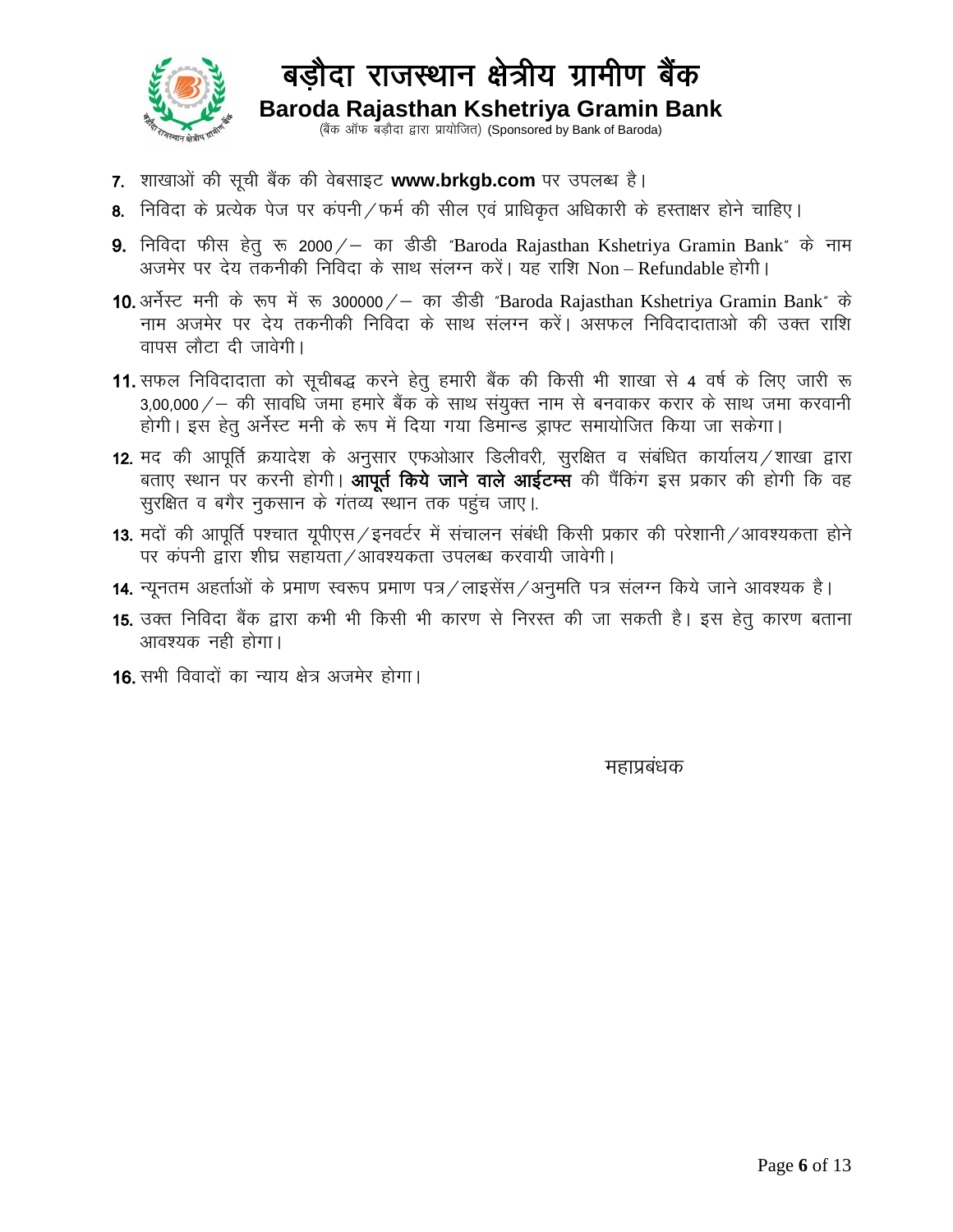7. शाखाओं की सूची बैंक की वेबसाइट **www.brkgb.com** पर उपलब्ध है।
8. निविदा के प्रत्येक पेज पर कंपनी/फर्म की सील एवं प्राधिकृत अधिकारी के हस्ताक्षर होने चाहिए।
9. निविदा फीस हेतु रू 2000/– का डीडी "Baroda Rajasthan Kshetriya Gramin Bank" के नाम अजमेर पर देय तकनीकी निविदा के साथ संलग्न करें। यह राशि Non – Refundable होगी।
10. अर्नेस्ट मनी के रूप में रू 300000/– का डीडी "Baroda Rajasthan Kshetriya Gramin Bank" के नाम अजमेर पर देय तकनीकी निविदा के साथ संलग्न करें। असफल निविदादाताओ की उक्त राशि वापस लौटा दी जावेगी।
11. सफल निविदादाता को सूचीबद्ध करने हेतु हमारी बैंक की किसी भी शाखा से 4 वर्ष के लिए जारी रू 3,00,000/– की सावधि जमा हमारे बैंक के साथ संयुक्त नाम से बनवाकर करार के साथ जमा करवानी होगी। इस हेतु अर्नेस्ट मनी के रूप में दिया गया डिमान्ड ड्राफ्ट समायोजित किया जा सकेगा।
12. मद की आपूर्ति क्रयादेश के अनुसार एफओआर डिलीवरी, सुरक्षित व संबंधित कार्यालय/शाखा द्वारा बताए स्थान पर करनी होगी। **आपूर्त किये जाने वाले आईटम्स** की पैंकिंग इस प्रकार की होगी कि वह सुरक्षित व बगैर नुकसान के गंतव्य स्थान तक पहुंच जाए।.
13. मदों की आपूर्ति पश्चात यूपीएस/इनवर्टर में संचालन संबंधी किसी प्रकार की परेशानी/आवश्यकता होने पर कंपनी द्वारा शीघ्र सहायता/आवश्यकता उपलब्ध करवायी जावेगी।
14. न्यूनतम अहर्ताओं के प्रमाण स्वरूप प्रमाण पत्र/लाइसेंस/अनुमति पत्र संलग्न किये जाने आवश्यक है।
15. उक्त निविदा बैंक द्वारा कभी भी किसी भी कारण से निरस्त की जा सकती है। इस हेतु कारण बताना आवश्यक नही होगा।
16. सभी विवादों का न्याय क्षेत्र अजमेर होगा।

महाप्रबंधक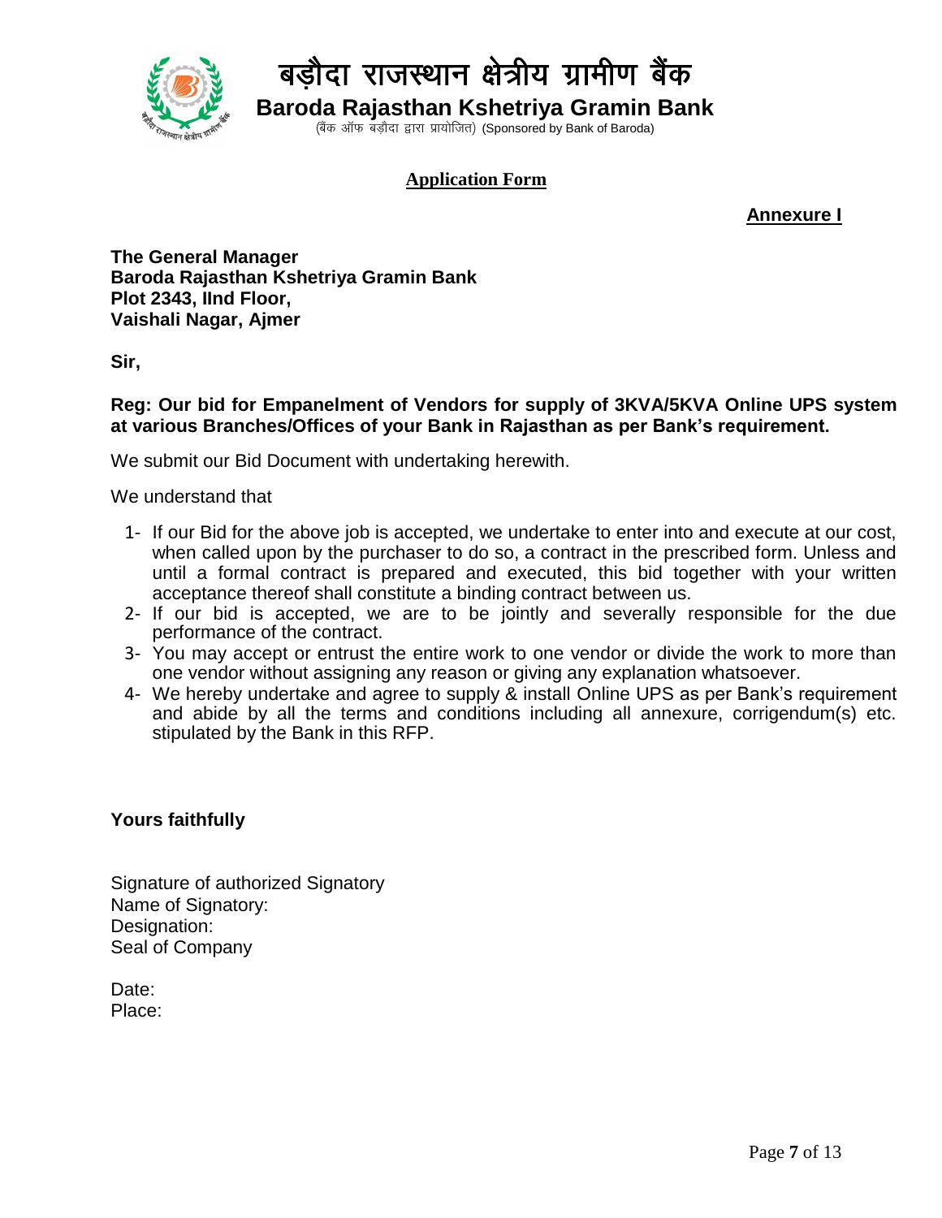# बड़ौदा राजस्थान क्षेत्रीय ग्रामीण बैंक

## Baroda Rajasthan Kshetriya Gramin Bank

(बैंक ऑफ बड़ौदा द्वारा प्रायोजित) (Sponsored by Bank of Baroda)

**Application Form**

**Annexure I**

**The General Manager**
**Baroda Rajasthan Kshetriya Gramin Bank**
**Plot 2343, IInd Floor,**
**Vaishali Nagar, Ajmer**

**Sir,**

**Reg: Our bid for Empanelment of Vendors for supply of 3KVA/5KVA Online UPS system at various Branches/Offices of your Bank in Rajasthan as per Bank's requirement.**

We submit our Bid Document with undertaking herewith.

We understand that

1- If our Bid for the above job is accepted, we undertake to enter into and execute at our cost, when called upon by the purchaser to do so, a contract in the prescribed form. Unless and until a formal contract is prepared and executed, this bid together with your written acceptance thereof shall constitute a binding contract between us.
2- If our bid is accepted, we are to be jointly and severally responsible for the due performance of the contract.
3- You may accept or entrust the entire work to one vendor or divide the work to more than one vendor without assigning any reason or giving any explanation whatsoever.
4- We hereby undertake and agree to supply & install Online UPS as per Bank's requirement and abide by all the terms and conditions including all annexure, corrigendum(s) etc. stipulated by the Bank in this RFP.

**Yours faithfully**

Signature of authorized Signatory
Name of Signatory:
Designation:
Seal of Company

Date:
Place: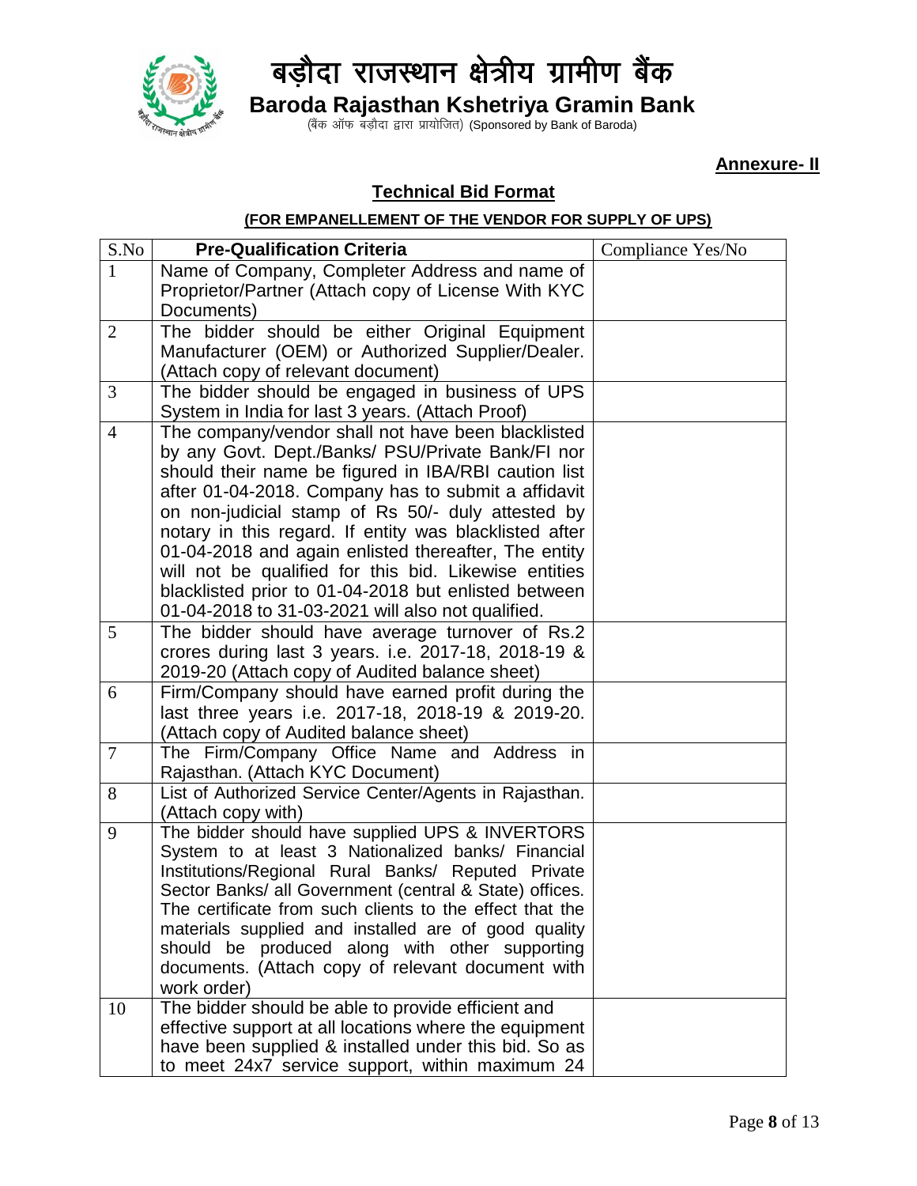# बड़ौदा राजस्थान क्षेत्रीय ग्रामीण बैंक

**Baroda Rajasthan Kshetriya Gramin Bank**

(बैंक ऑफ बड़ौदा द्वारा प्रायोजित) (Sponsored by Bank of Baroda)

**Annexure- II**

## Technical Bid Format

### (FOR EMPANELLEMENT OF THE VENDOR FOR SUPPLY OF UPS)

| S.No | Pre-Qualification Criteria | Compliance Yes/No |
|---|---|---|
| 1 | Name of Company, Completer Address and name of Proprietor/Partner (Attach copy of License With KYC Documents) | |
| 2 | The bidder should be either Original Equipment Manufacturer (OEM) or Authorized Supplier/Dealer. (Attach copy of relevant document) | |
| 3 | The bidder should be engaged in business of UPS System in India for last 3 years. (Attach Proof) | |
| 4 | The company/vendor shall not have been blacklisted by any Govt. Dept./Banks/ PSU/Private Bank/FI nor should their name be figured in IBA/RBI caution list after 01-04-2018. Company has to submit a affidavit on non-judicial stamp of Rs 50/- duly attested by notary in this regard. If entity was blacklisted after 01-04-2018 and again enlisted thereafter, The entity will not be qualified for this bid. Likewise entities blacklisted prior to 01-04-2018 but enlisted between 01-04-2018 to 31-03-2021 will also not qualified. | |
| 5 | The bidder should have average turnover of Rs.2 crores during last 3 years. i.e. 2017-18, 2018-19 & 2019-20 (Attach copy of Audited balance sheet) | |
| 6 | Firm/Company should have earned profit during the last three years i.e. 2017-18, 2018-19 & 2019-20. (Attach copy of Audited balance sheet) | |
| 7 | The Firm/Company Office Name and Address in Rajasthan. (Attach KYC Document) | |
| 8 | List of Authorized Service Center/Agents in Rajasthan. (Attach copy with) | |
| 9 | The bidder should have supplied UPS & INVERTORS System to at least 3 Nationalized banks/ Financial Institutions/Regional Rural Banks/ Reputed Private Sector Banks/ all Government (central & State) offices. The certificate from such clients to the effect that the materials supplied and installed are of good quality should be produced along with other supporting documents. (Attach copy of relevant document with work order) | |
| 10 | The bidder should be able to provide efficient and effective support at all locations where the equipment have been supplied & installed under this bid. So as to meet 24x7 service support, within maximum 24 | |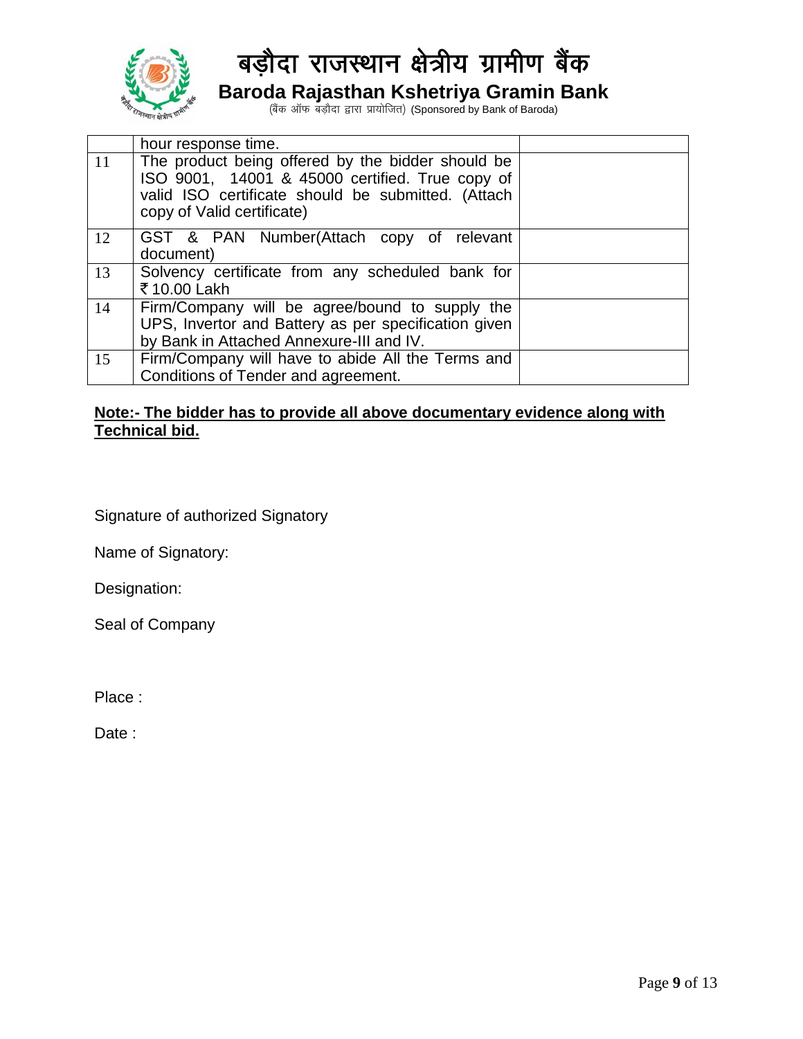|  | hour response time. |  |
|---|---|---|
| 11 | The product being offered by the bidder should be ISO 9001, 14001 & 45000 certified. True copy of valid ISO certificate should be submitted. (Attach copy of Valid certificate) |  |
| 12 | GST & PAN Number(Attach copy of relevant document) |  |
| 13 | Solvency certificate from any scheduled bank for ₹ 10.00 Lakh |  |
| 14 | Firm/Company will be agree/bound to supply the UPS, Invertor and Battery as per specification given by Bank in Attached Annexure-III and IV. |  |
| 15 | Firm/Company will have to abide All the Terms and Conditions of Tender and agreement. |  |

**Note:- The bidder has to provide all above documentary evidence along with Technical bid.**

Signature of authorized Signatory

Name of Signatory:

Designation:

Seal of Company

Place :

Date :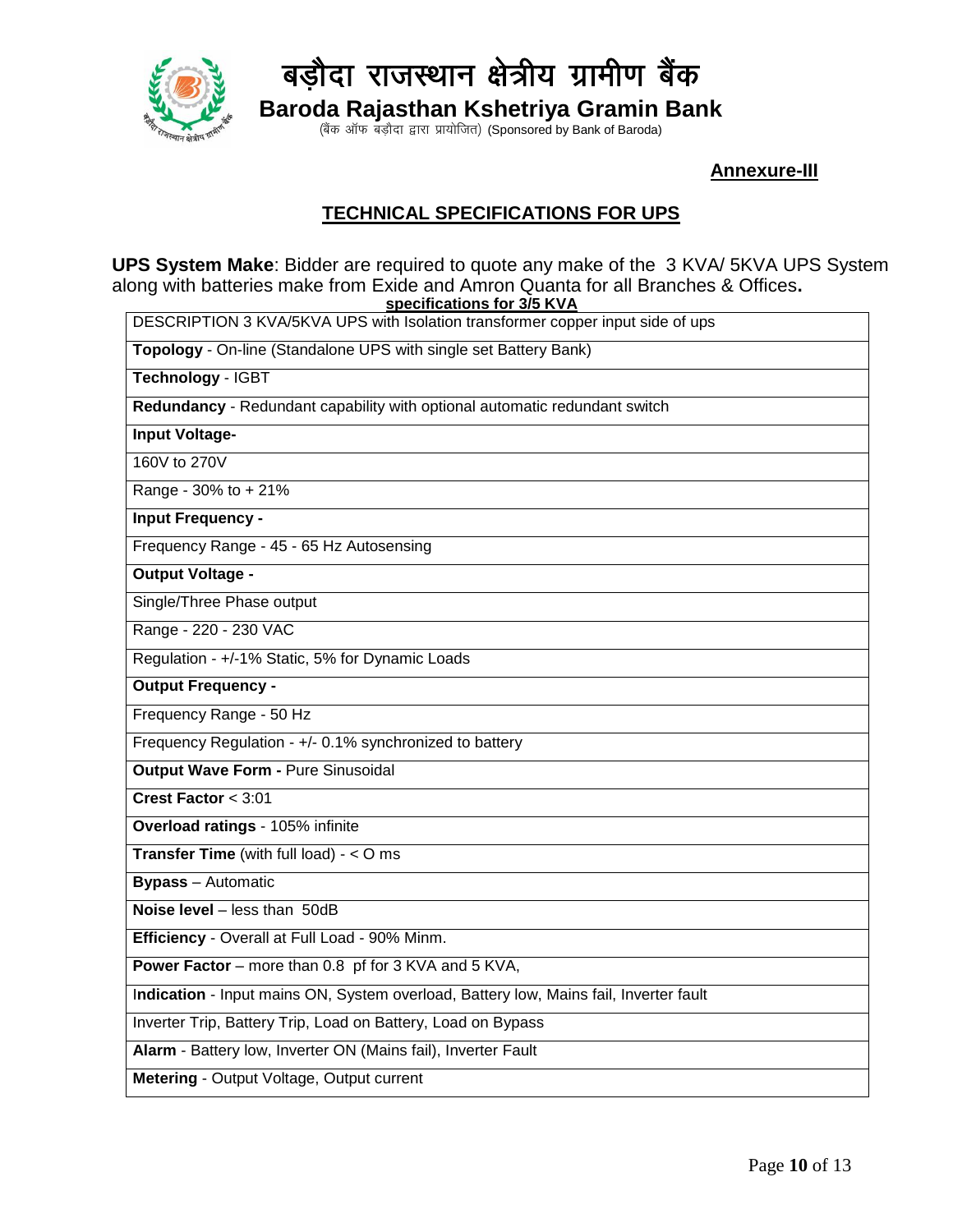# बड़ौदा राजस्थान क्षेत्रीय ग्रामीण बैंक

**Baroda Rajasthan Kshetriya Gramin Bank**

(बैंक ऑफ बड़ौदा द्वारा प्रायोजित) (Sponsored by Bank of Baroda)

**Annexure-III**

## TECHNICAL SPECIFICATIONS FOR UPS

**UPS System Make**: Bidder are required to quote any make of the 3 KVA/ 5KVA UPS System along with batteries make from Exide and Amron Quanta for all Branches & Offices.

| specifications for 3/5 KVA |
|---|
| DESCRIPTION 3 KVA/5KVA UPS with Isolation transformer copper input side of ups |
| **Topology** - On-line (Standalone UPS with single set Battery Bank) |
| **Technology** - IGBT |
| **Redundancy** - Redundant capability with optional automatic redundant switch |
| **Input Voltage-** |
| 160V to 270V |
| Range - 30% to + 21% |
| **Input Frequency -** |
| Frequency Range - 45 - 65 Hz Autosensing |
| **Output Voltage -** |
| Single/Three Phase output |
| Range - 220 - 230 VAC |
| Regulation - +/-1% Static, 5% for Dynamic Loads |
| **Output Frequency -** |
| Frequency Range - 50 Hz |
| Frequency Regulation - +/- 0.1% synchronized to battery |
| **Output Wave Form -** Pure Sinusoidal |
| **Crest Factor** < 3:01 |
| **Overload ratings** - 105% infinite |
| **Transfer Time** (with full load) - < O ms |
| **Bypass** – Automatic |
| **Noise level** – less than 50dB |
| **Efficiency** - Overall at Full Load - 90% Minm. |
| **Power Factor** – more than 0.8 pf for 3 KVA and 5 KVA, |
| **Indication** - Input mains ON, System overload, Battery low, Mains fail, Inverter fault |
| Inverter Trip, Battery Trip, Load on Battery, Load on Bypass |
| **Alarm** - Battery low, Inverter ON (Mains fail), Inverter Fault |
| **Metering** - Output Voltage, Output current |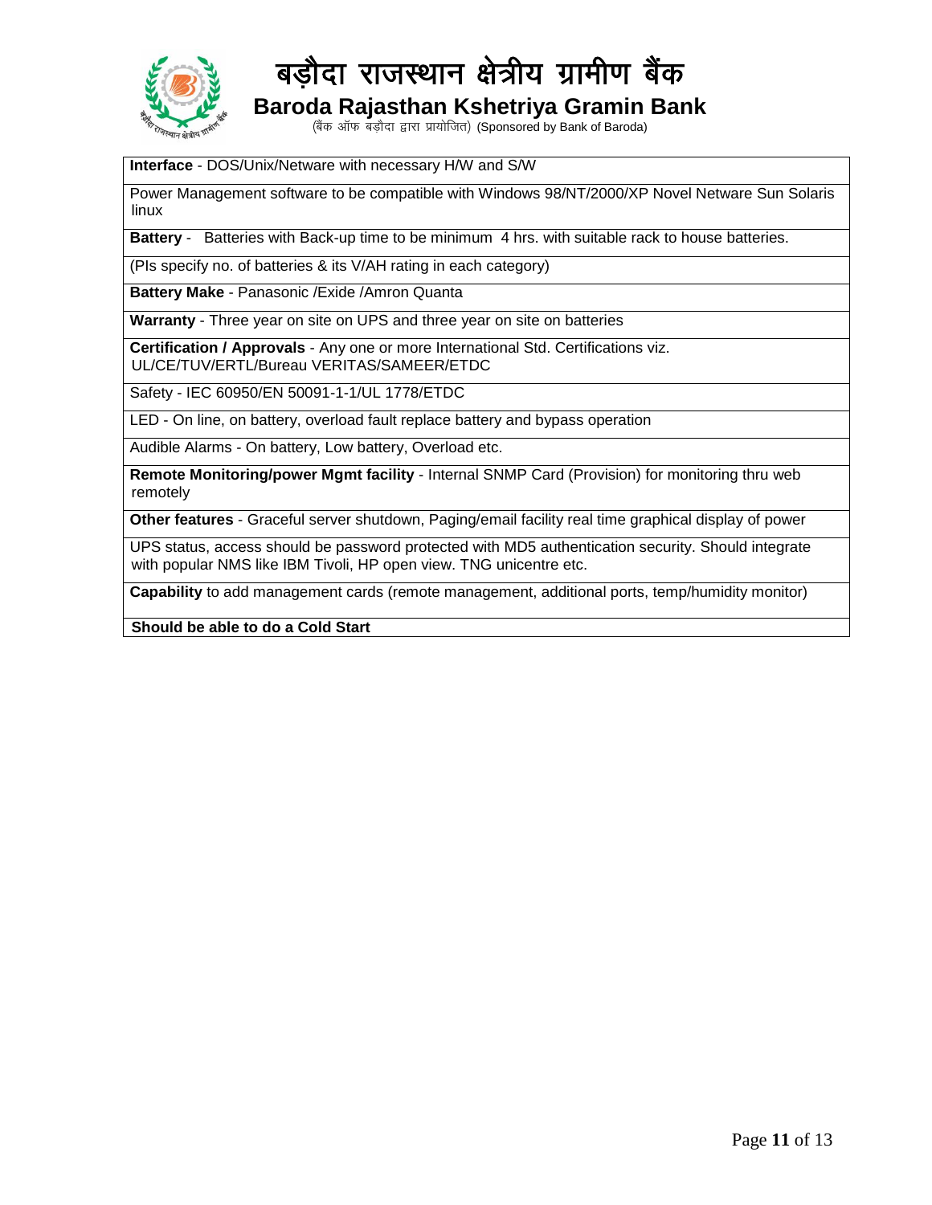| **Interface** - DOS/Unix/Netware with necessary H/W and S/W |
|---|
| Power Management software to be compatible with Windows 98/NT/2000/XP Novel Netware Sun Solaris linux |
| **Battery** - Batteries with Back-up time to be minimum 4 hrs. with suitable rack to house batteries. |
| (Pls specify no. of batteries & its V/AH rating in each category) |
| **Battery Make** - Panasonic /Exide /Amron Quanta |
| **Warranty** - Three year on site on UPS and three year on site on batteries |
| **Certification / Approvals** - Any one or more International Std. Certifications viz. UL/CE/TUV/ERTL/Bureau VERITAS/SAMEER/ETDC |
| Safety - IEC 60950/EN 50091-1-1/UL 1778/ETDC |
| LED - On line, on battery, overload fault replace battery and bypass operation |
| Audible Alarms - On battery, Low battery, Overload etc. |
| **Remote Monitoring/power Mgmt facility** - Internal SNMP Card (Provision) for monitoring thru web remotely |
| **Other features** - Graceful server shutdown, Paging/email facility real time graphical display of power |
| UPS status, access should be password protected with MD5 authentication security. Should integrate with popular NMS like IBM Tivoli, HP open view. TNG unicentre etc. |
| **Capability** to add management cards (remote management, additional ports, temp/humidity monitor) |
| **Should be able to do a Cold Start** |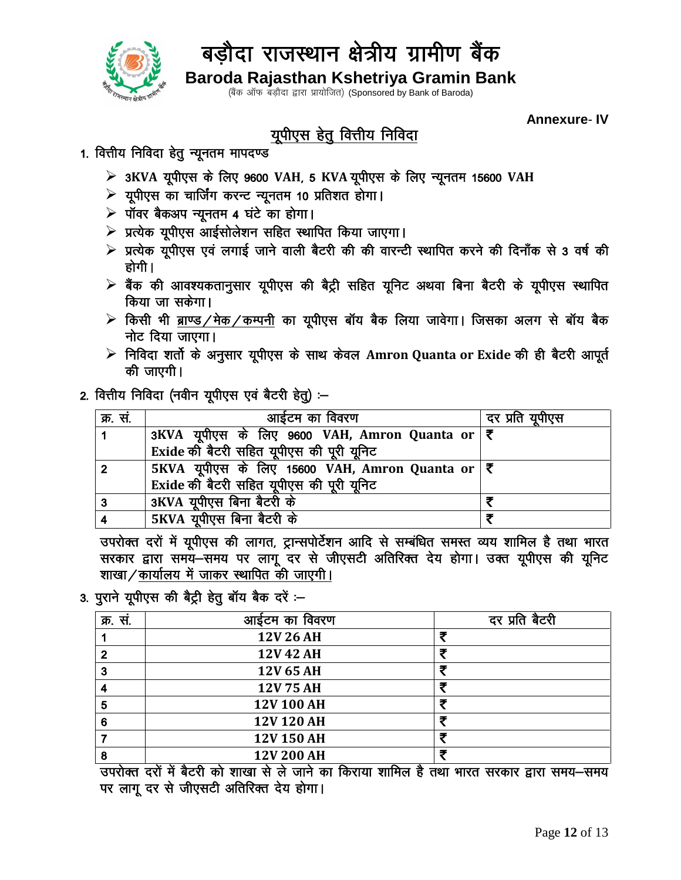# बड़ौदा राजस्थान क्षेत्रीय ग्रामीण बैंक

## Baroda Rajasthan Kshetriya Gramin Bank

(बैंक ऑफ बड़ौदा द्वारा प्रायोजित) (Sponsored by Bank of Baroda)

**Annexure- IV**

## यूपीएस हेतु वित्तीय निविदा

1. वित्तीय निविदा हेतु न्यूनतम मापदण्ड
   - **3KVA यूपीएस के लिए 9600 VAH, 5 KVA यूपीएस के लिए न्यूनतम 15600 VAH**
   - यूपीएस का चार्जिंग करन्ट न्यूनतम 10 प्रतिशत होगा।
   - पॉवर बैकअप न्यूनतम 4 घंटे का होगा।
   - प्रत्येक यूपीएस आईसोलेशन सहित स्थापित किया जाएगा।
   - प्रत्येक यूपीएस एवं लगाई जाने वाली बैटरी की की वारन्टी स्थापित करने की दिनाँक से 3 वर्ष की होगी।
   - बैंक की आवश्यकतानुसार यूपीएस की बैट्री सहित यूनिट अथवा बिना बैटरी के यूपीएस स्थापित किया जा सकेगा।
   - किसी भी ब्राण्ड/मेक/कम्पनी का यूपीएस बॉय बैक लिया जावेगा। जिसका अलग से बॉय बैक नोट दिया जाएगा।
   - निविदा शर्तो के अनुसार यूपीएस के साथ केवल **Amron Quanta or Exide** की ही बैटरी आपूर्त की जाएगी।

2. वित्तीय निविदा (नवीन यूपीएस एवं बैटरी हेतु) :–

| क्र. सं. | आईटम का विवरण | दर प्रति यूपीएस |
|---|---|---|
| 1 | **3KVA यूपीएस के लिए 9600 VAH, Amron Quanta or Exide की बैटरी सहित यूपीएस की पूरी यूनिट** | ₹ |
| 2 | **5KVA यूपीएस के लिए 15600 VAH, Amron Quanta or Exide की बैटरी सहित यूपीएस की पूरी यूनिट** | ₹ |
| 3 | **3KVA यूपीएस बिना बैटरी के** | ₹ |
| 4 | **5KVA यूपीएस बिना बैटरी के** | ₹ |

उपरोक्त दरों में यूपीएस की लागत, ट्रान्सपोर्टेशन आदि से सम्बंधित समस्त व्यय शामिल है तथा भारत सरकार द्वारा समय–समय पर लागू दर से जीएसटी अतिरिक्त देय होगा। उक्त यूपीएस की यूनिट शाखा/कार्यालय में जाकर स्थापित की जाएगी।

3. पुराने यूपीएस की बैट्री हेतु बॉय बैक दरें :–

| क्र. सं. | आईटम का विवरण | दर प्रति बैटरी |
|---|---|---|
| 1 | **12V 26 AH** | ₹ |
| 2 | **12V 42 AH** | ₹ |
| 3 | **12V 65 AH** | ₹ |
| 4 | **12V 75 AH** | ₹ |
| 5 | **12V 100 AH** | ₹ |
| 6 | **12V 120 AH** | ₹ |
| 7 | **12V 150 AH** | ₹ |
| 8 | **12V 200 AH** | ₹ |

उपरोक्त दरों में बैटरी को शाखा से ले जाने का किराया शामिल है तथा भारत सरकार द्वारा समय–समय पर लागू दर से जीएसटी अतिरिक्त देय होगा।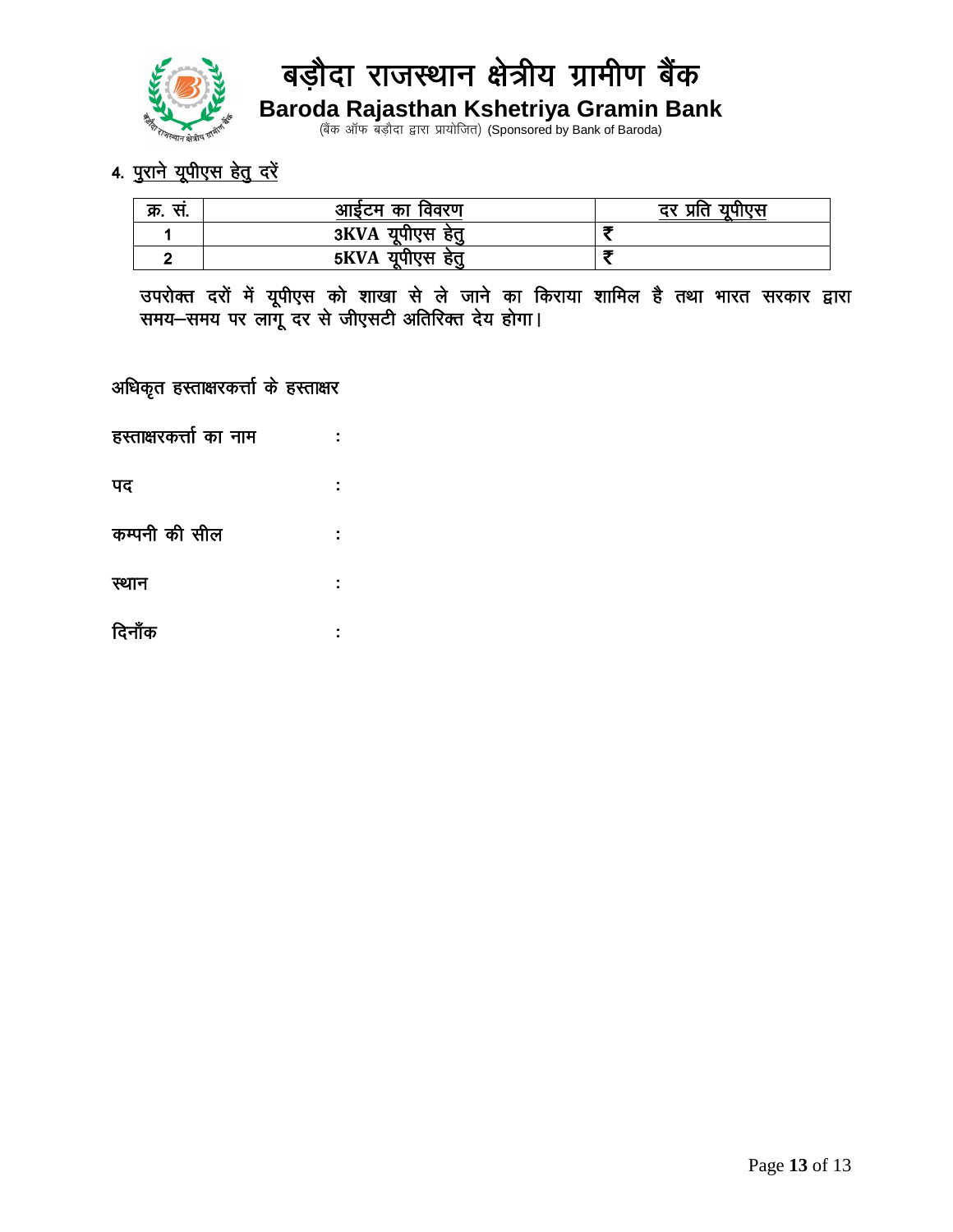# बड़ौदा राजस्थान क्षेत्रीय ग्रामीण बैंक

**Baroda Rajasthan Kshetriya Gramin Bank**

(बैंक ऑफ बड़ौदा द्वारा प्रायोजित) (Sponsored by Bank of Baroda)

## 4. पुराने यूपीएस हेतु दरें

| क्र. सं. | आईटम का विवरण | दर प्रति यूपीएस |
|---|---|---|
| 1 | 3KVA यूपीएस हेतु | ₹ |
| 2 | 5KVA यूपीएस हेतु | ₹ |

उपरोक्त दरों में यूपीएस को शाखा से ले जाने का किराया शामिल है तथा भारत सरकार द्वारा समय–समय पर लागू दर से जीएसटी अतिरिक्त देय होगा।

अधिकृत हस्ताक्षरकर्त्ता के हस्ताक्षर

हस्ताक्षरकर्त्ता का नाम :

पद :

कम्पनी की सील :

स्थान :

दिनाँक :